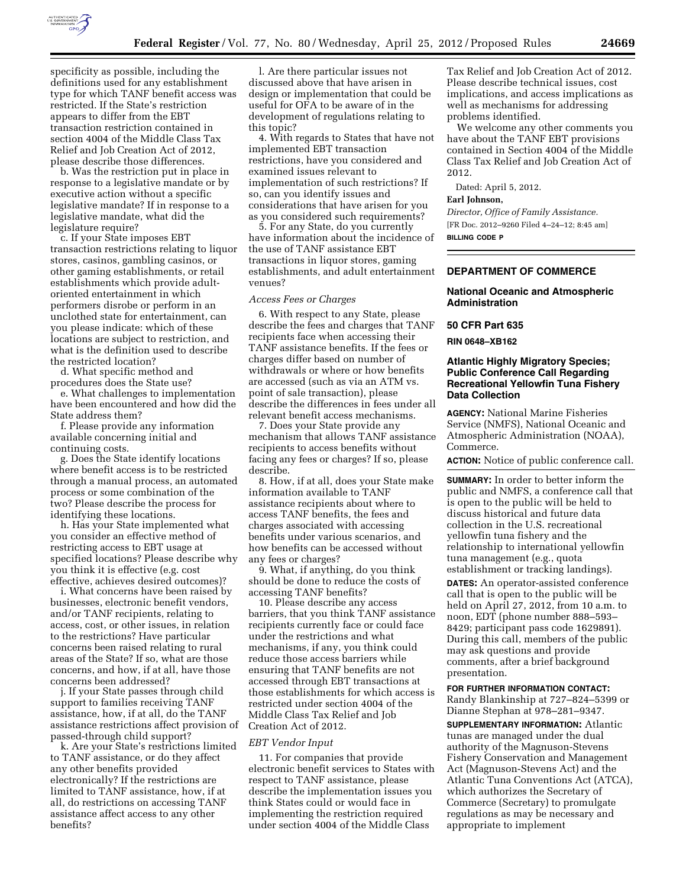specificity as possible, including the definitions used for any establishment type for which TANF benefit access was restricted. If the State's restriction appears to differ from the EBT transaction restriction contained in section 4004 of the Middle Class Tax Relief and Job Creation Act of 2012, please describe those differences.

b. Was the restriction put in place in response to a legislative mandate or by executive action without a specific legislative mandate? If in response to a legislative mandate, what did the legislature require?

c. If your State imposes EBT transaction restrictions relating to liquor stores, casinos, gambling casinos, or other gaming establishments, or retail establishments which provide adult-oriented entertainment in which performers disrobe or perform in an unclothed state for entertainment, can you please indicate: which of these locations are subject to restriction, and what is the definition used to describe the restricted location?

d. What specific method and procedures does the State use?

e. What challenges to implementation have been encountered and how did the State address them?

f. Please provide any information available concerning initial and continuing costs.

g. Does the State identify locations where benefit access is to be restricted through a manual process, an automated process or some combination of the two? Please describe the process for identifying these locations.

h. Has your State implemented what you consider an effective method of restricting access to EBT usage at specified locations? Please describe why you think it is effective (e.g. cost effective, achieves desired outcomes)?

i. What concerns have been raised by businesses, electronic benefit vendors, and/or TANF recipients, relating to access, cost, or other issues, in relation to the restrictions? Have particular concerns been raised relating to rural areas of the State? If so, what are those concerns, and how, if at all, have those concerns been addressed?

j. If your State passes through child support to families receiving TANF assistance, how, if at all, do the TANF assistance restrictions affect provision of passed-through child support?

k. Are your State's restrictions limited to TANF assistance, or do they affect any other benefits provided electronically? If the restrictions are limited to TANF assistance, how, if at all, do restrictions on accessing TANF assistance affect access to any other benefits?

l. Are there particular issues not discussed above that have arisen in design or implementation that could be useful for OFA to be aware of in the development of regulations relating to this topic?

4. With regards to States that have not implemented EBT transaction restrictions, have you considered and examined issues relevant to implementation of such restrictions? If so, can you identify issues and considerations that have arisen for you as you considered such requirements?

5. For any State, do you currently have information about the incidence of the use of TANF assistance EBT transactions in liquor stores, gaming establishments, and adult entertainment venues?

*Access Fees or Charges*

6. With respect to any State, please describe the fees and charges that TANF recipients face when accessing their TANF assistance benefits. If the fees or charges differ based on number of withdrawals or where or how benefits are accessed (such as via an ATM vs. point of sale transaction), please describe the differences in fees under all relevant benefit access mechanisms.

7. Does your State provide any mechanism that allows TANF assistance recipients to access benefits without facing any fees or charges? If so, please describe.

8. How, if at all, does your State make information available to TANF assistance recipients about where to access TANF benefits, the fees and charges associated with accessing benefits under various scenarios, and how benefits can be accessed without any fees or charges?

9. What, if anything, do you think should be done to reduce the costs of accessing TANF benefits?

10. Please describe any access barriers, that you think TANF assistance recipients currently face or could face under the restrictions and what mechanisms, if any, you think could reduce those access barriers while ensuring that TANF benefits are not accessed through EBT transactions at those establishments for which access is restricted under section 4004 of the Middle Class Tax Relief and Job Creation Act of 2012.

*EBT Vendor Input*

11. For companies that provide electronic benefit services to States with respect to TANF assistance, please describe the implementation issues you think States could or would face in implementing the restriction required under section 4004 of the Middle Class Tax Relief and Job Creation Act of 2012. Please describe technical issues, cost implications, and access implications as well as mechanisms for addressing problems identified.

We welcome any other comments you have about the TANF EBT provisions contained in Section 4004 of the Middle Class Tax Relief and Job Creation Act of 2012.

Dated: April 5, 2012.

**Earl Johnson,**

*Director, Office of Family Assistance.*

[FR Doc. 2012–9260 Filed 4–24–12; 8:45 am]

**BILLING CODE P**

---

## DEPARTMENT OF COMMERCE

### National Oceanic and Atmospheric Administration

### 50 CFR Part 635

**RIN 0648–XB162**

### Atlantic Highly Migratory Species; Public Conference Call Regarding Recreational Yellowfin Tuna Fishery Data Collection

**AGENCY:** National Marine Fisheries Service (NMFS), National Oceanic and Atmospheric Administration (NOAA), Commerce.

**ACTION:** Notice of public conference call.

**SUMMARY:** In order to better inform the public and NMFS, a conference call that is open to the public will be held to discuss historical and future data collection in the U.S. recreational yellowfin tuna fishery and the relationship to international yellowfin tuna management (e.g., quota establishment or tracking landings).

**DATES:** An operator-assisted conference call that is open to the public will be held on April 27, 2012, from 10 a.m. to noon, EDT (phone number 888–593–8429; participant pass code 1629891). During this call, members of the public may ask questions and provide comments, after a brief background presentation.

**FOR FURTHER INFORMATION CONTACT:** Randy Blankinship at 727–824–5399 or Dianne Stephan at 978–281–9347.

**SUPPLEMENTARY INFORMATION:** Atlantic tunas are managed under the dual authority of the Magnuson-Stevens Fishery Conservation and Management Act (Magnuson-Stevens Act) and the Atlantic Tuna Conventions Act (ATCA), which authorizes the Secretary of Commerce (Secretary) to promulgate regulations as may be necessary and appropriate to implement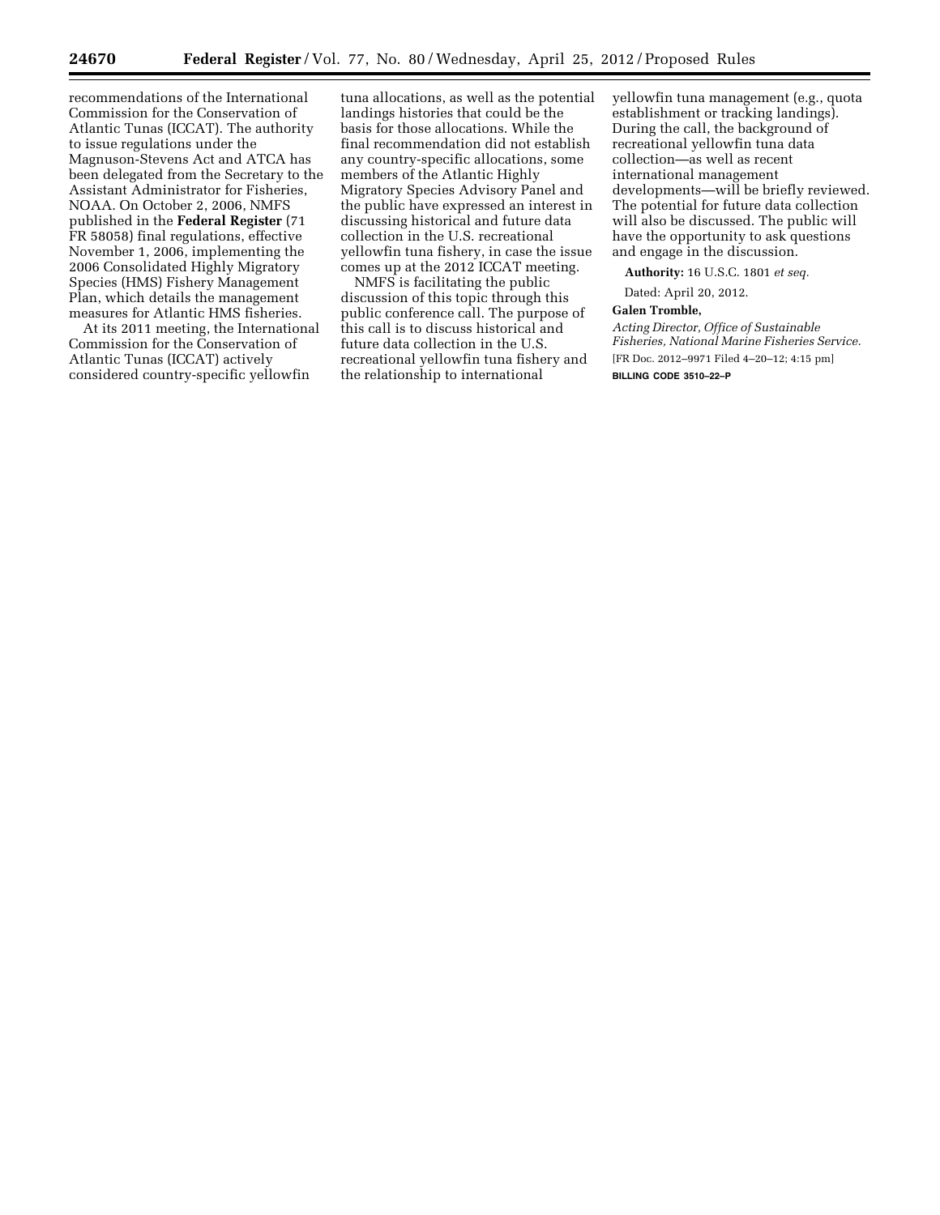recommendations of the International Commission for the Conservation of Atlantic Tunas (ICCAT). The authority to issue regulations under the Magnuson-Stevens Act and ATCA has been delegated from the Secretary to the Assistant Administrator for Fisheries, NOAA. On October 2, 2006, NMFS published in the **Federal Register** (71 FR 58058) final regulations, effective November 1, 2006, implementing the 2006 Consolidated Highly Migratory Species (HMS) Fishery Management Plan, which details the management measures for Atlantic HMS fisheries.

At its 2011 meeting, the International Commission for the Conservation of Atlantic Tunas (ICCAT) actively considered country-specific yellowfin tuna allocations, as well as the potential landings histories that could be the basis for those allocations. While the final recommendation did not establish any country-specific allocations, some members of the Atlantic Highly Migratory Species Advisory Panel and the public have expressed an interest in discussing historical and future data collection in the U.S. recreational yellowfin tuna fishery, in case the issue comes up at the 2012 ICCAT meeting.

NMFS is facilitating the public discussion of this topic through this public conference call. The purpose of this call is to discuss historical and future data collection in the U.S. recreational yellowfin tuna fishery and the relationship to international yellowfin tuna management (e.g., quota establishment or tracking landings). During the call, the background of recreational yellowfin tuna data collection—as well as recent international management developments—will be briefly reviewed. The potential for future data collection will also be discussed. The public will have the opportunity to ask questions and engage in the discussion.

**Authority:** 16 U.S.C. 1801 *et seq.*

Dated: April 20, 2012.

**Galen Tromble,**

*Acting Director, Office of Sustainable Fisheries, National Marine Fisheries Service.*

[FR Doc. 2012–9971 Filed 4–20–12; 4:15 pm]

**BILLING CODE 3510–22–P**